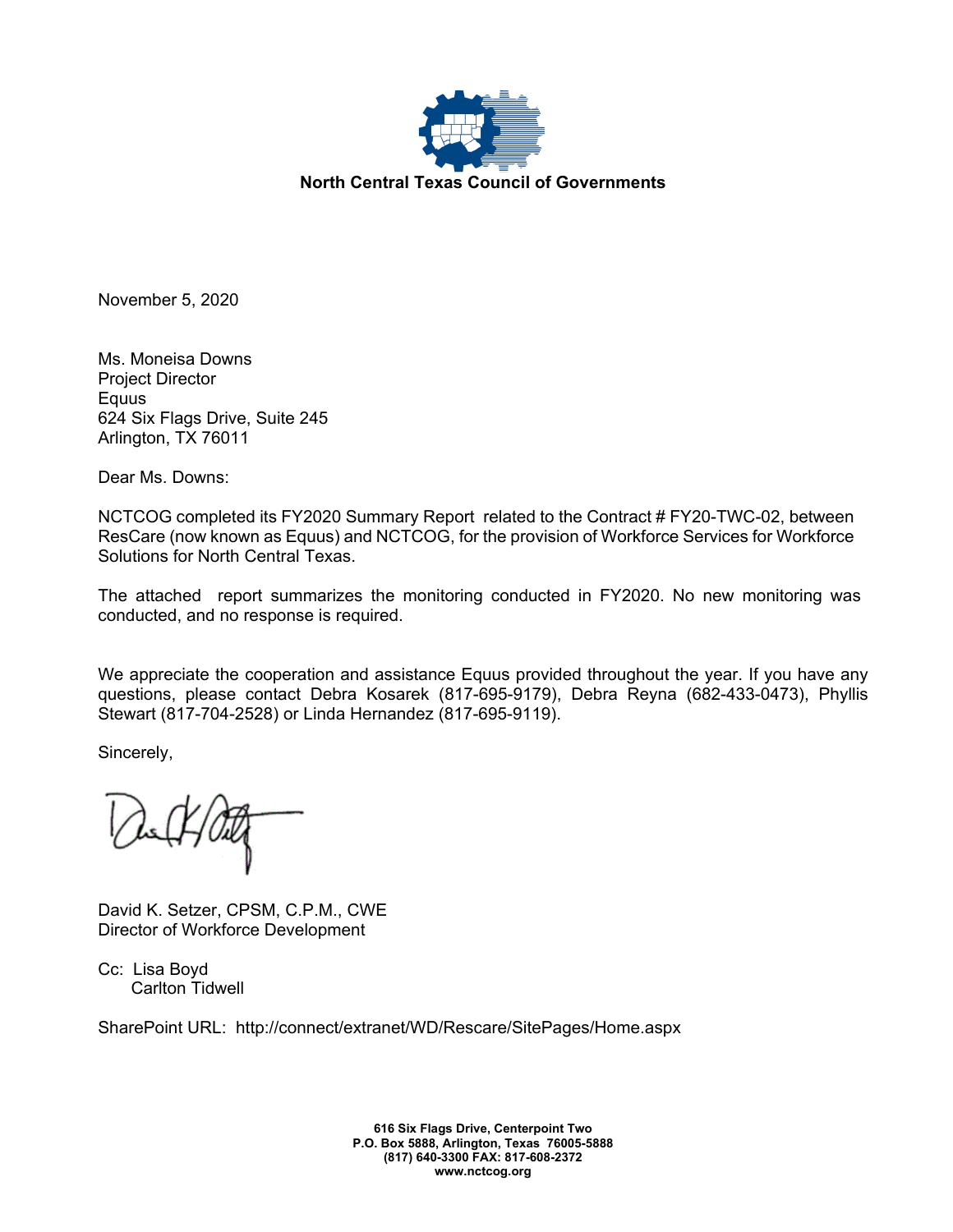**North Central Texas Council of Governments**

November 5, 2020

Ms. Moneisa Downs
Project Director
Equus
624 Six Flags Drive, Suite 245
Arlington, TX 76011

Dear Ms. Downs:

NCTCOG completed its FY2020 Summary Report related to the Contract # FY20-TWC-02, between ResCare (now known as Equus) and NCTCOG, for the provision of Workforce Services for Workforce Solutions for North Central Texas.

The attached report summarizes the monitoring conducted in FY2020. No new monitoring was conducted, and no response is required.

We appreciate the cooperation and assistance Equus provided throughout the year. If you have any questions, please contact Debra Kosarek (817-695-9179), Debra Reyna (682-433-0473), Phyllis Stewart (817-704-2528) or Linda Hernandez (817-695-9119).

Sincerely,

David K. Setzer, CPSM, C.P.M., CWE
Director of Workforce Development

Cc: Lisa Boyd
Carlton Tidwell

SharePoint URL: http://connect/extranet/WD/Rescare/SitePages/Home.aspx

616 Six Flags Drive, Centerpoint Two
P.O. Box 5888, Arlington, Texas 76005-5888
(817) 640-3300 FAX: 817-608-2372
www.nctcog.org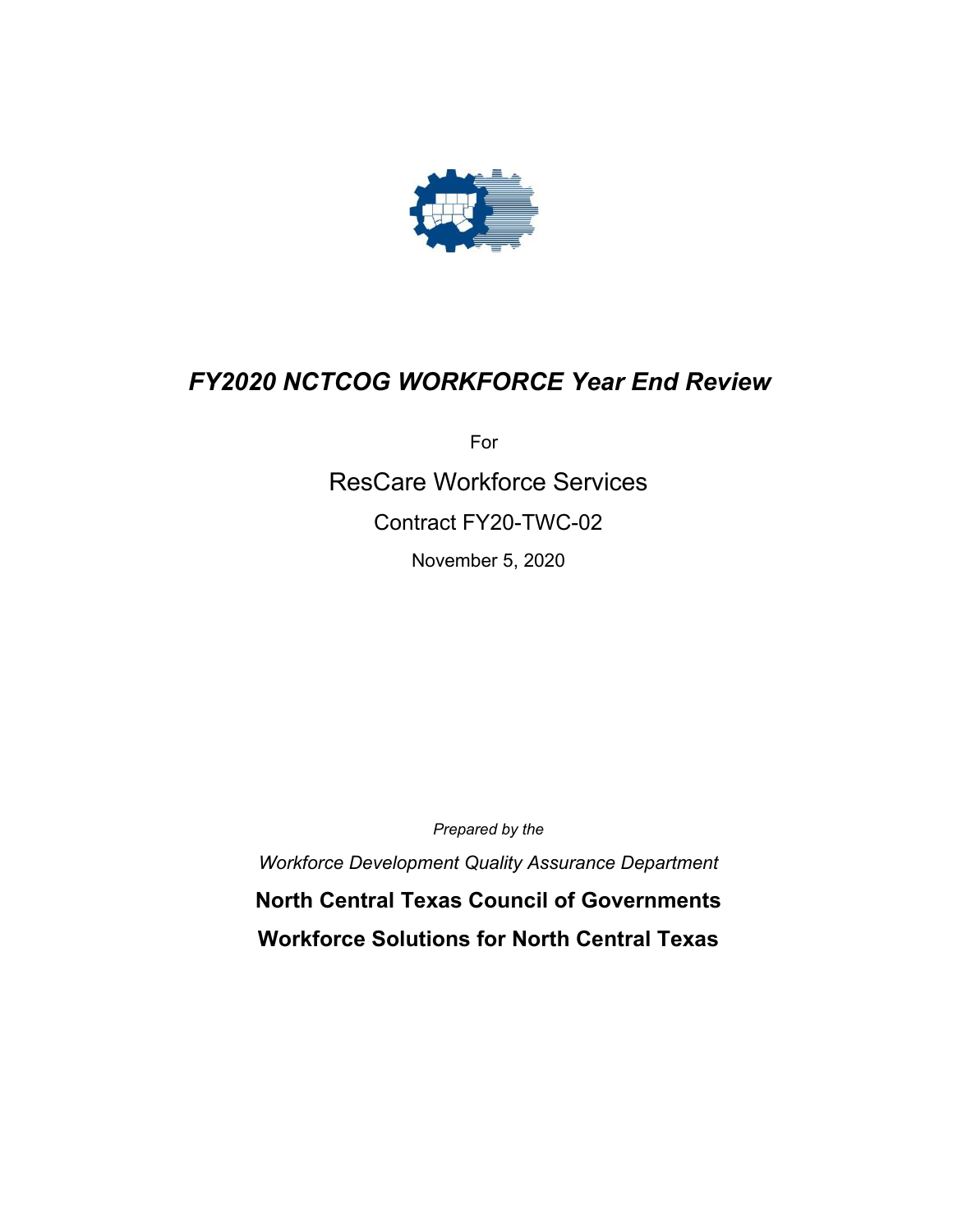# *FY2020 NCTCOG WORKFORCE Year End Review*

For

ResCare Workforce Services

Contract FY20-TWC-02

November 5, 2020

*Prepared by the*

*Workforce Development Quality Assurance Department*

**North Central Texas Council of Governments**

**Workforce Solutions for North Central Texas**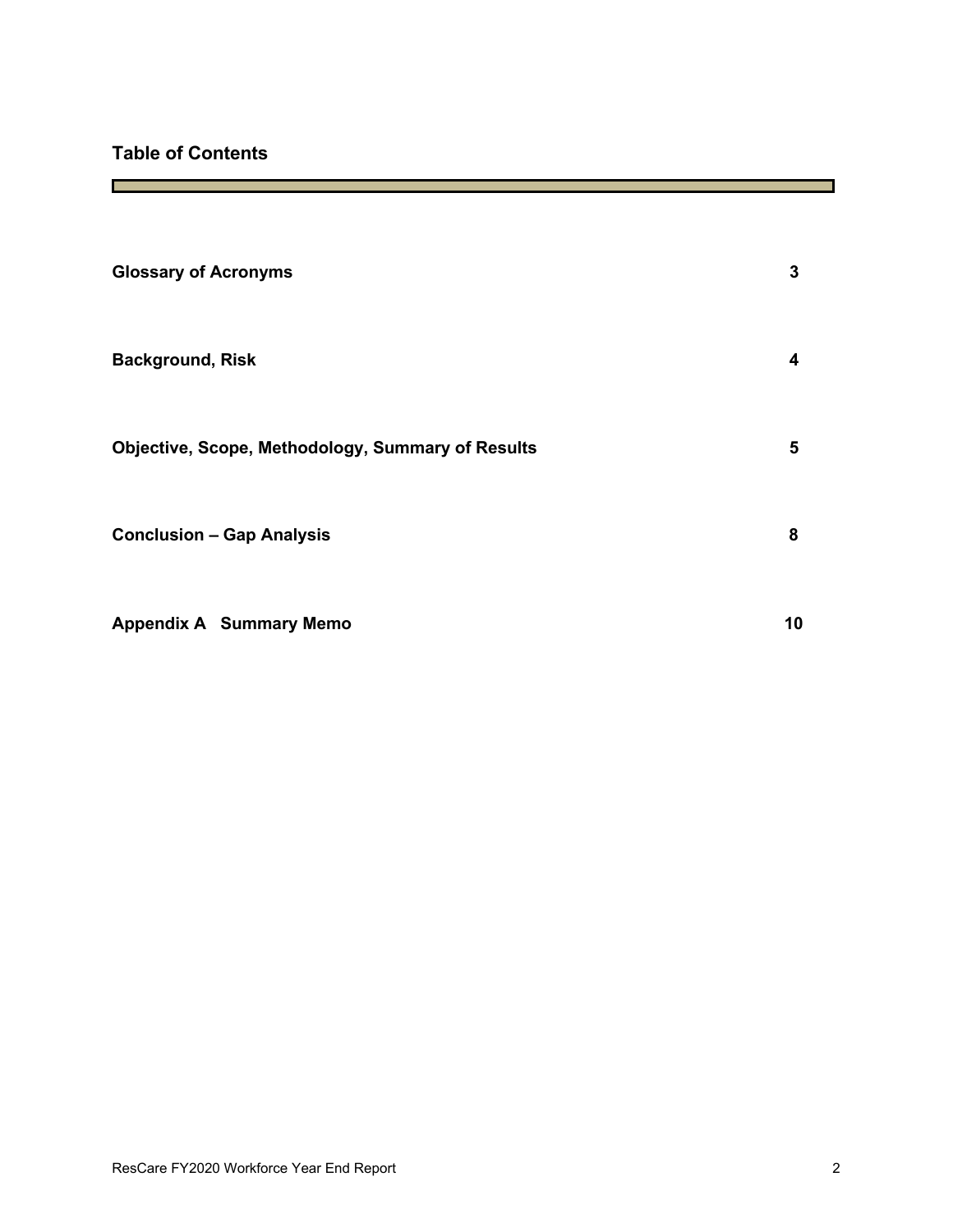## Table of Contents

| | |
|---|---|
| **Glossary of Acronyms** | **3** |
| **Background, Risk** | **4** |
| **Objective, Scope, Methodology, Summary of Results** | **5** |
| **Conclusion – Gap Analysis** | **8** |
| **Appendix A Summary Memo** | **10** |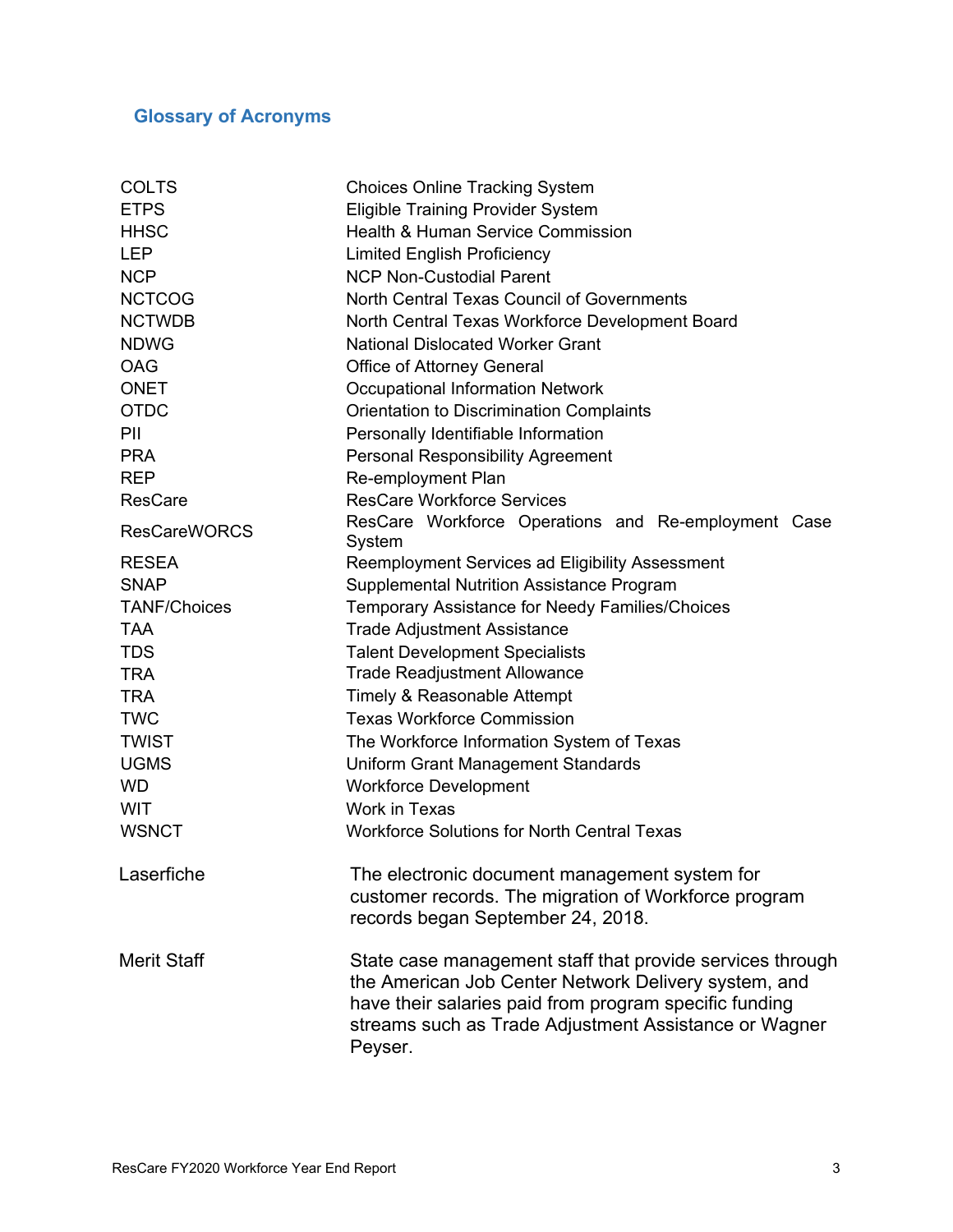## Glossary of Acronyms

| | |
|---|---|
| COLTS | Choices Online Tracking System |
| ETPS | Eligible Training Provider System |
| HHSC | Health & Human Service Commission |
| LEP | Limited English Proficiency |
| NCP | NCP Non-Custodial Parent |
| NCTCOG | North Central Texas Council of Governments |
| NCTWDB | North Central Texas Workforce Development Board |
| NDWG | National Dislocated Worker Grant |
| OAG | Office of Attorney General |
| ONET | Occupational Information Network |
| OTDC | Orientation to Discrimination Complaints |
| PII | Personally Identifiable Information |
| PRA | Personal Responsibility Agreement |
| REP | Re-employment Plan |
| ResCare | ResCare Workforce Services |
| ResCareWORCS | ResCare Workforce Operations and Re-employment Case System |
| RESEA | Reemployment Services ad Eligibility Assessment |
| SNAP | Supplemental Nutrition Assistance Program |
| TANF/Choices | Temporary Assistance for Needy Families/Choices |
| TAA | Trade Adjustment Assistance |
| TDS | Talent Development Specialists |
| TRA | Trade Readjustment Allowance |
| TRA | Timely & Reasonable Attempt |
| TWC | Texas Workforce Commission |
| TWIST | The Workforce Information System of Texas |
| UGMS | Uniform Grant Management Standards |
| WD | Workforce Development |
| WIT | Work in Texas |
| WSNCT | Workforce Solutions for North Central Texas |
| Laserfiche | The electronic document management system for customer records. The migration of Workforce program records began September 24, 2018. |
| Merit Staff | State case management staff that provide services through the American Job Center Network Delivery system, and have their salaries paid from program specific funding streams such as Trade Adjustment Assistance or Wagner Peyser. |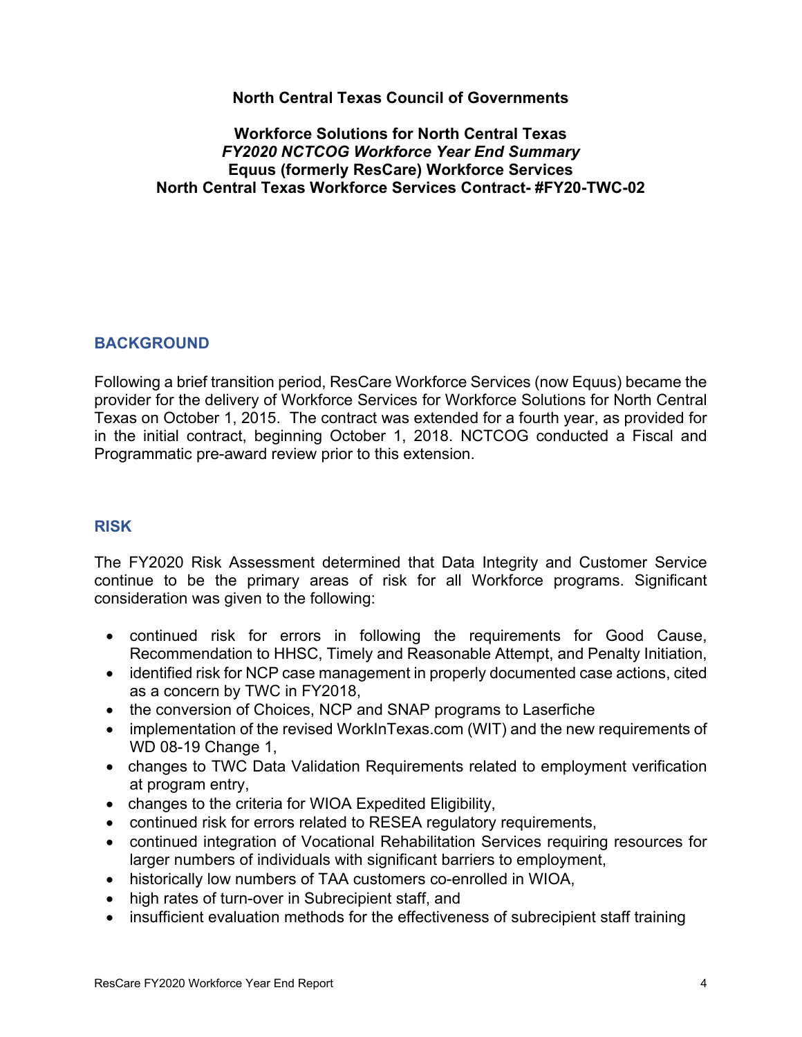**North Central Texas Council of Governments**

**Workforce Solutions for North Central Texas**
***FY2020 NCTCOG Workforce Year End Summary***
**Equus (formerly ResCare) Workforce Services**
**North Central Texas Workforce Services Contract- #FY20-TWC-02**

## BACKGROUND

Following a brief transition period, ResCare Workforce Services (now Equus) became the provider for the delivery of Workforce Services for Workforce Solutions for North Central Texas on October 1, 2015. The contract was extended for a fourth year, as provided for in the initial contract, beginning October 1, 2018. NCTCOG conducted a Fiscal and Programmatic pre-award review prior to this extension.

## RISK

The FY2020 Risk Assessment determined that Data Integrity and Customer Service continue to be the primary areas of risk for all Workforce programs. Significant consideration was given to the following:

- continued risk for errors in following the requirements for Good Cause, Recommendation to HHSC, Timely and Reasonable Attempt, and Penalty Initiation,
- identified risk for NCP case management in properly documented case actions, cited as a concern by TWC in FY2018,
- the conversion of Choices, NCP and SNAP programs to Laserfiche
- implementation of the revised WorkInTexas.com (WIT) and the new requirements of WD 08-19 Change 1,
- changes to TWC Data Validation Requirements related to employment verification at program entry,
- changes to the criteria for WIOA Expedited Eligibility,
- continued risk for errors related to RESEA regulatory requirements,
- continued integration of Vocational Rehabilitation Services requiring resources for larger numbers of individuals with significant barriers to employment,
- historically low numbers of TAA customers co-enrolled in WIOA,
- high rates of turn-over in Subrecipient staff, and
- insufficient evaluation methods for the effectiveness of subrecipient staff training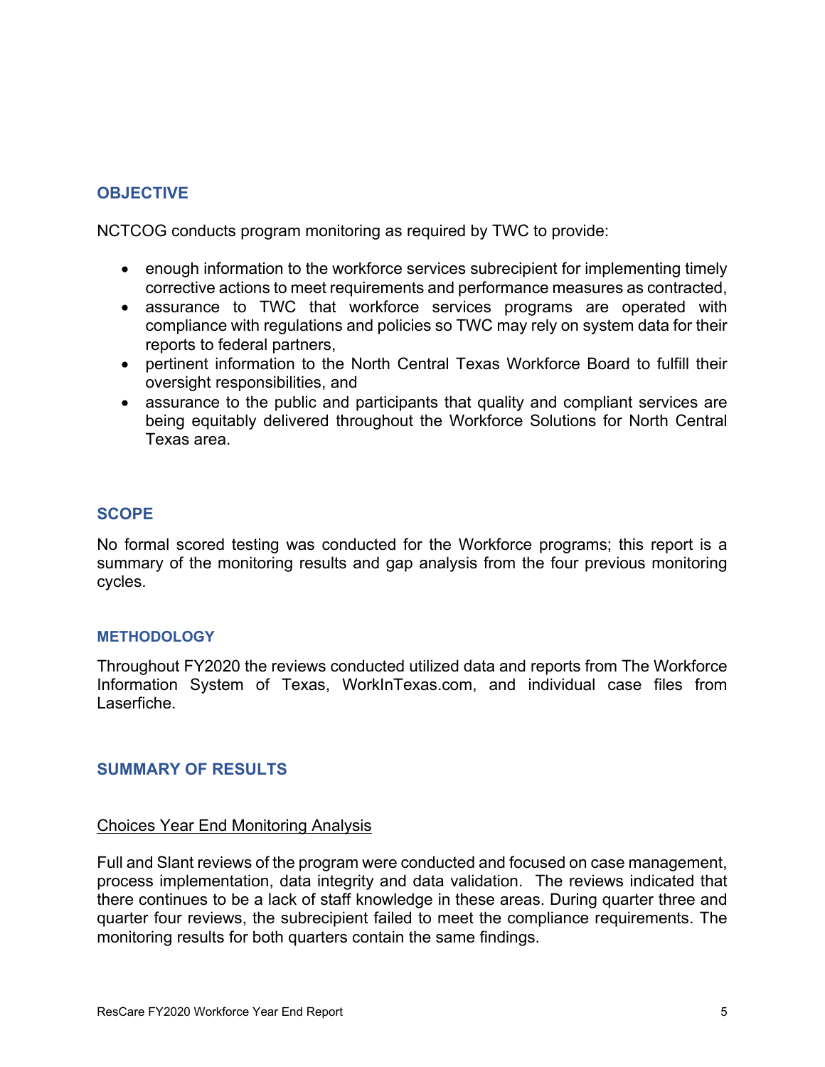## OBJECTIVE

NCTCOG conducts program monitoring as required by TWC to provide:

- enough information to the workforce services subrecipient for implementing timely corrective actions to meet requirements and performance measures as contracted,
- assurance to TWC that workforce services programs are operated with compliance with regulations and policies so TWC may rely on system data for their reports to federal partners,
- pertinent information to the North Central Texas Workforce Board to fulfill their oversight responsibilities, and
- assurance to the public and participants that quality and compliant services are being equitably delivered throughout the Workforce Solutions for North Central Texas area.

## SCOPE

No formal scored testing was conducted for the Workforce programs; this report is a summary of the monitoring results and gap analysis from the four previous monitoring cycles.

### METHODOLOGY

Throughout FY2020 the reviews conducted utilized data and reports from The Workforce Information System of Texas, WorkInTexas.com, and individual case files from Laserfiche.

## SUMMARY OF RESULTS

Choices Year End Monitoring Analysis

Full and Slant reviews of the program were conducted and focused on case management, process implementation, data integrity and data validation. The reviews indicated that there continues to be a lack of staff knowledge in these areas. During quarter three and quarter four reviews, the subrecipient failed to meet the compliance requirements. The monitoring results for both quarters contain the same findings.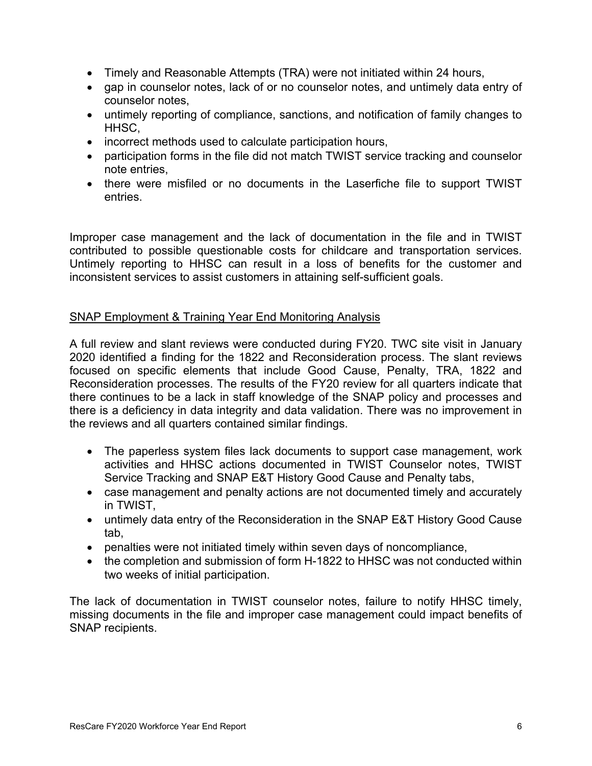- Timely and Reasonable Attempts (TRA) were not initiated within 24 hours,
- gap in counselor notes, lack of or no counselor notes, and untimely data entry of counselor notes,
- untimely reporting of compliance, sanctions, and notification of family changes to HHSC,
- incorrect methods used to calculate participation hours,
- participation forms in the file did not match TWIST service tracking and counselor note entries,
- there were misfiled or no documents in the Laserfiche file to support TWIST entries.

Improper case management and the lack of documentation in the file and in TWIST contributed to possible questionable costs for childcare and transportation services. Untimely reporting to HHSC can result in a loss of benefits for the customer and inconsistent services to assist customers in attaining self-sufficient goals.

<u>SNAP Employment & Training Year End Monitoring Analysis</u>

A full review and slant reviews were conducted during FY20. TWC site visit in January 2020 identified a finding for the 1822 and Reconsideration process. The slant reviews focused on specific elements that include Good Cause, Penalty, TRA, 1822 and Reconsideration processes. The results of the FY20 review for all quarters indicate that there continues to be a lack in staff knowledge of the SNAP policy and processes and there is a deficiency in data integrity and data validation. There was no improvement in the reviews and all quarters contained similar findings.

- The paperless system files lack documents to support case management, work activities and HHSC actions documented in TWIST Counselor notes, TWIST Service Tracking and SNAP E&T History Good Cause and Penalty tabs,
- case management and penalty actions are not documented timely and accurately in TWIST,
- untimely data entry of the Reconsideration in the SNAP E&T History Good Cause tab,
- penalties were not initiated timely within seven days of noncompliance,
- the completion and submission of form H-1822 to HHSC was not conducted within two weeks of initial participation.

The lack of documentation in TWIST counselor notes, failure to notify HHSC timely, missing documents in the file and improper case management could impact benefits of SNAP recipients.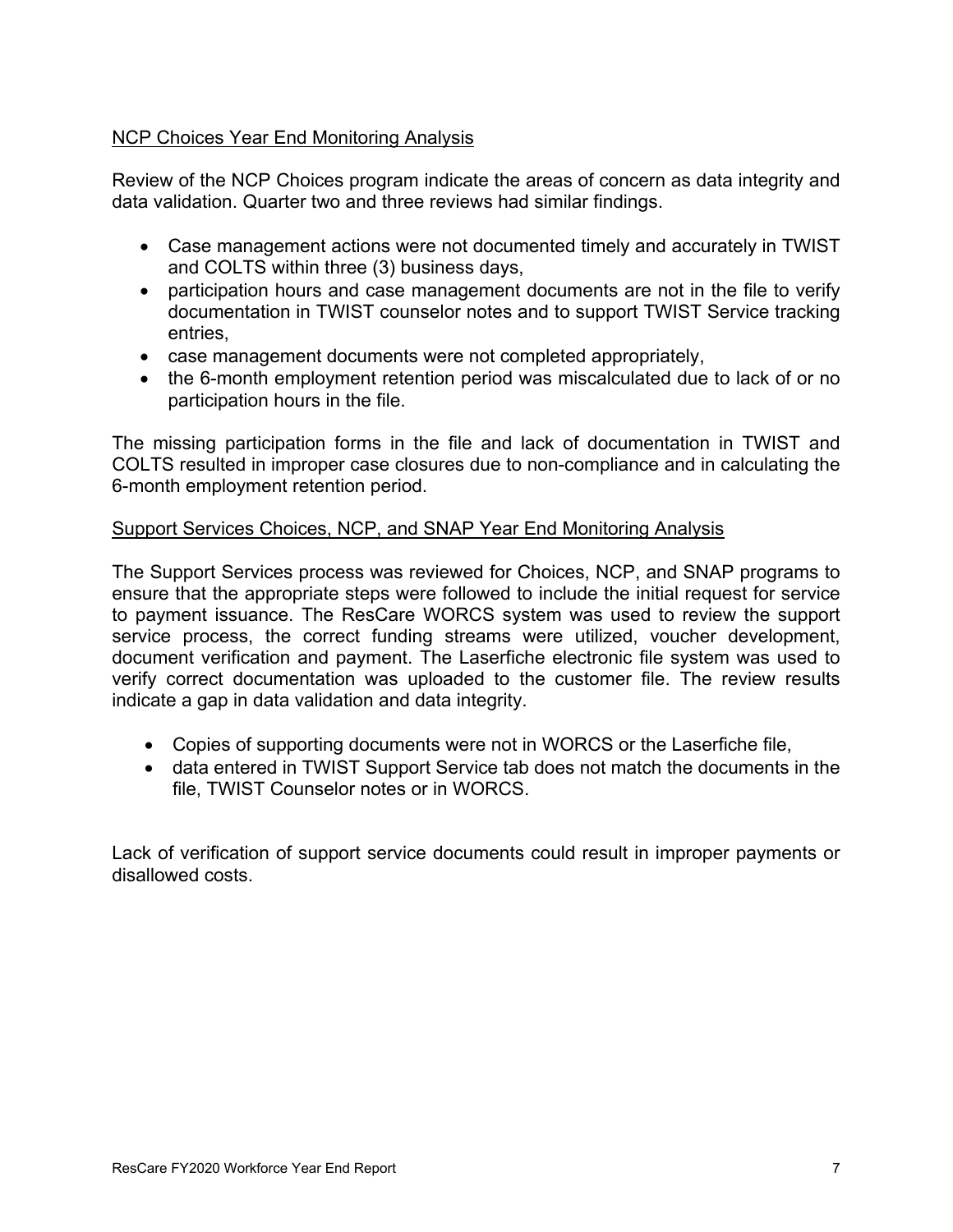NCP Choices Year End Monitoring Analysis

Review of the NCP Choices program indicate the areas of concern as data integrity and data validation. Quarter two and three reviews had similar findings.

- Case management actions were not documented timely and accurately in TWIST and COLTS within three (3) business days,
- participation hours and case management documents are not in the file to verify documentation in TWIST counselor notes and to support TWIST Service tracking entries,
- case management documents were not completed appropriately,
- the 6-month employment retention period was miscalculated due to lack of or no participation hours in the file.

The missing participation forms in the file and lack of documentation in TWIST and COLTS resulted in improper case closures due to non-compliance and in calculating the 6-month employment retention period.

Support Services Choices, NCP, and SNAP Year End Monitoring Analysis

The Support Services process was reviewed for Choices, NCP, and SNAP programs to ensure that the appropriate steps were followed to include the initial request for service to payment issuance. The ResCare WORCS system was used to review the support service process, the correct funding streams were utilized, voucher development, document verification and payment. The Laserfiche electronic file system was used to verify correct documentation was uploaded to the customer file. The review results indicate a gap in data validation and data integrity.

- Copies of supporting documents were not in WORCS or the Laserfiche file,
- data entered in TWIST Support Service tab does not match the documents in the file, TWIST Counselor notes or in WORCS.

Lack of verification of support service documents could result in improper payments or disallowed costs.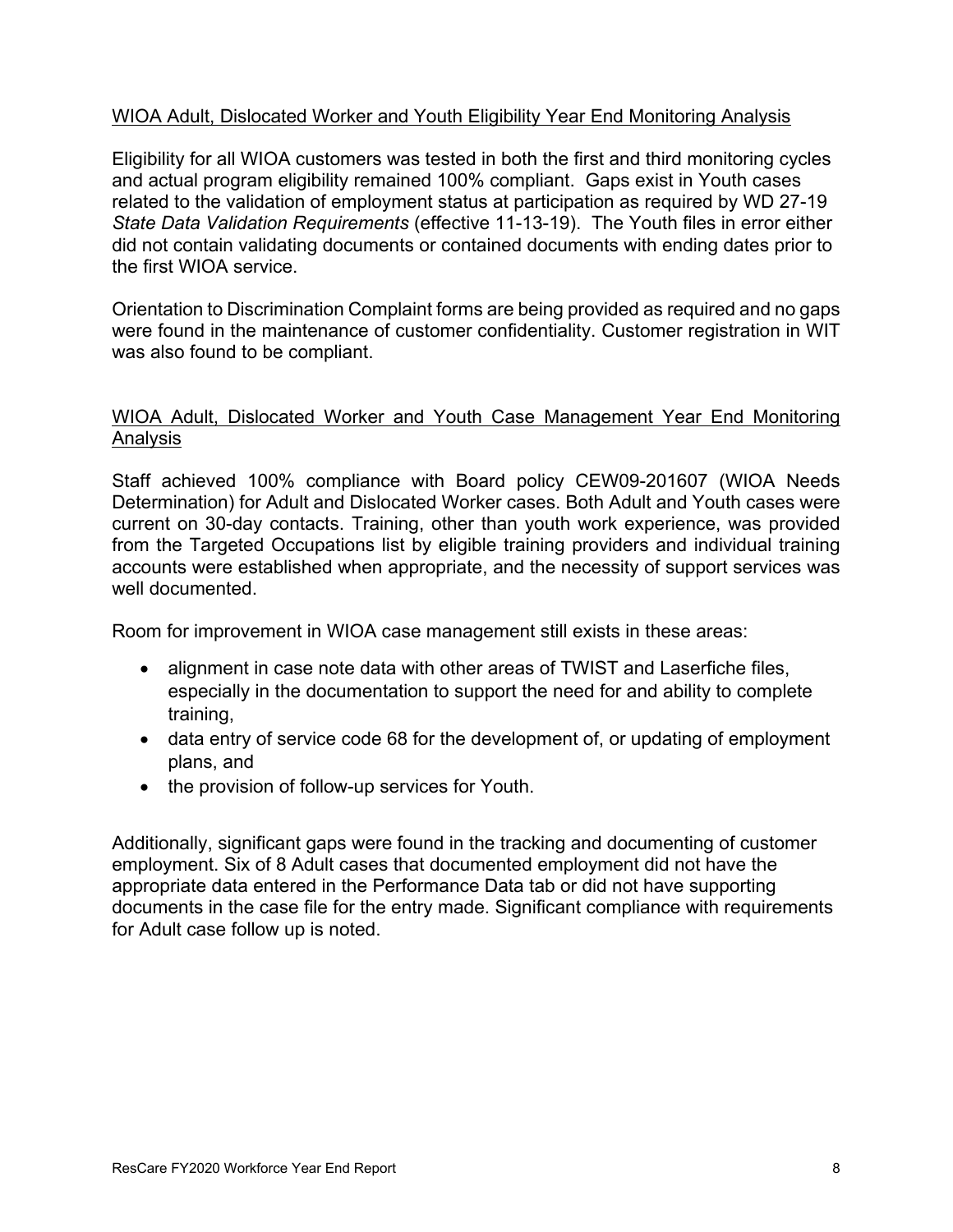WIOA Adult, Dislocated Worker and Youth Eligibility Year End Monitoring Analysis

Eligibility for all WIOA customers was tested in both the first and third monitoring cycles and actual program eligibility remained 100% compliant. Gaps exist in Youth cases related to the validation of employment status at participation as required by WD 27-19 *State Data Validation Requirements* (effective 11-13-19). The Youth files in error either did not contain validating documents or contained documents with ending dates prior to the first WIOA service.

Orientation to Discrimination Complaint forms are being provided as required and no gaps were found in the maintenance of customer confidentiality. Customer registration in WIT was also found to be compliant.

WIOA Adult, Dislocated Worker and Youth Case Management Year End Monitoring Analysis

Staff achieved 100% compliance with Board policy CEW09-201607 (WIOA Needs Determination) for Adult and Dislocated Worker cases. Both Adult and Youth cases were current on 30-day contacts. Training, other than youth work experience, was provided from the Targeted Occupations list by eligible training providers and individual training accounts were established when appropriate, and the necessity of support services was well documented.

Room for improvement in WIOA case management still exists in these areas:

- alignment in case note data with other areas of TWIST and Laserfiche files, especially in the documentation to support the need for and ability to complete training,
- data entry of service code 68 for the development of, or updating of employment plans, and
- the provision of follow-up services for Youth.

Additionally, significant gaps were found in the tracking and documenting of customer employment. Six of 8 Adult cases that documented employment did not have the appropriate data entered in the Performance Data tab or did not have supporting documents in the case file for the entry made. Significant compliance with requirements for Adult case follow up is noted.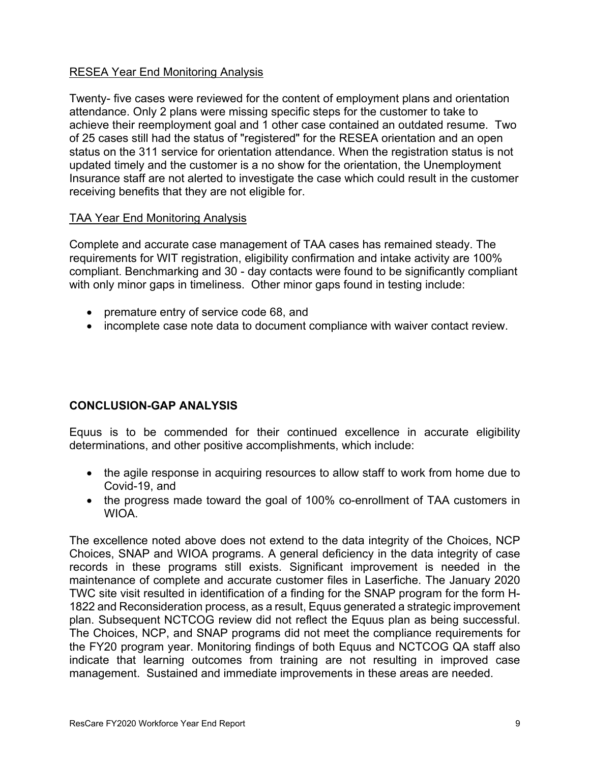<u>RESEA Year End Monitoring Analysis</u>

Twenty- five cases were reviewed for the content of employment plans and orientation attendance. Only 2 plans were missing specific steps for the customer to take to achieve their reemployment goal and 1 other case contained an outdated resume. Two of 25 cases still had the status of "registered" for the RESEA orientation and an open status on the 311 service for orientation attendance. When the registration status is not updated timely and the customer is a no show for the orientation, the Unemployment Insurance staff are not alerted to investigate the case which could result in the customer receiving benefits that they are not eligible for.

<u>TAA Year End Monitoring Analysis</u>

Complete and accurate case management of TAA cases has remained steady. The requirements for WIT registration, eligibility confirmation and intake activity are 100% compliant. Benchmarking and 30 - day contacts were found to be significantly compliant with only minor gaps in timeliness. Other minor gaps found in testing include:

- premature entry of service code 68, and
- incomplete case note data to document compliance with waiver contact review.

**CONCLUSION-GAP ANALYSIS**

Equus is to be commended for their continued excellence in accurate eligibility determinations, and other positive accomplishments, which include:

- the agile response in acquiring resources to allow staff to work from home due to Covid-19, and
- the progress made toward the goal of 100% co-enrollment of TAA customers in WIOA.

The excellence noted above does not extend to the data integrity of the Choices, NCP Choices, SNAP and WIOA programs. A general deficiency in the data integrity of case records in these programs still exists. Significant improvement is needed in the maintenance of complete and accurate customer files in Laserfiche. The January 2020 TWC site visit resulted in identification of a finding for the SNAP program for the form H-1822 and Reconsideration process, as a result, Equus generated a strategic improvement plan. Subsequent NCTCOG review did not reflect the Equus plan as being successful. The Choices, NCP, and SNAP programs did not meet the compliance requirements for the FY20 program year. Monitoring findings of both Equus and NCTCOG QA staff also indicate that learning outcomes from training are not resulting in improved case management. Sustained and immediate improvements in these areas are needed.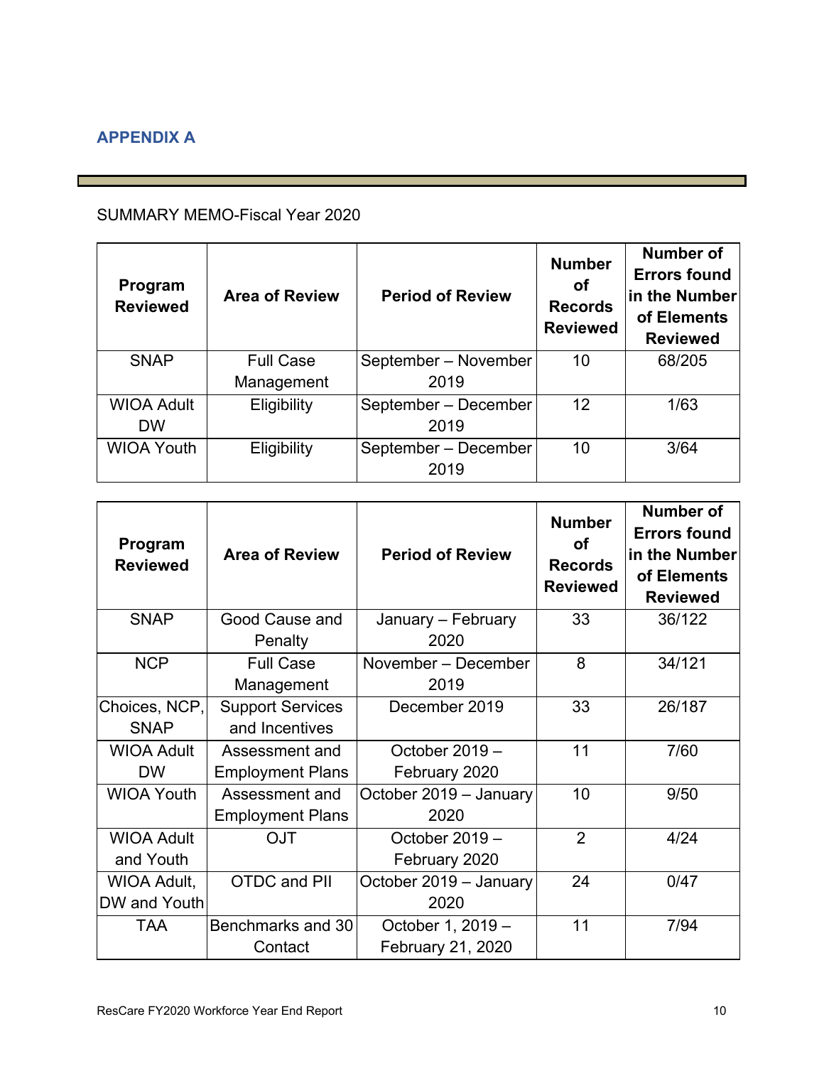## APPENDIX A

SUMMARY MEMO-Fiscal Year 2020

| Program Reviewed | Area of Review | Period of Review | Number of Records Reviewed | Number of Errors found in the Number of Elements Reviewed |
|---|---|---|---|---|
| SNAP | Full Case Management | September – November 2019 | 10 | 68/205 |
| WIOA Adult DW | Eligibility | September – December 2019 | 12 | 1/63 |
| WIOA Youth | Eligibility | September – December 2019 | 10 | 3/64 |

| Program Reviewed | Area of Review | Period of Review | Number of Records Reviewed | Number of Errors found in the Number of Elements Reviewed |
|---|---|---|---|---|
| SNAP | Good Cause and Penalty | January – February 2020 | 33 | 36/122 |
| NCP | Full Case Management | November – December 2019 | 8 | 34/121 |
| Choices, NCP, SNAP | Support Services and Incentives | December 2019 | 33 | 26/187 |
| WIOA Adult DW | Assessment and Employment Plans | October 2019 – February 2020 | 11 | 7/60 |
| WIOA Youth | Assessment and Employment Plans | October 2019 – January 2020 | 10 | 9/50 |
| WIOA Adult and Youth | OJT | October 2019 – February 2020 | 2 | 4/24 |
| WIOA Adult, DW and Youth | OTDC and PII | October 2019 – January 2020 | 24 | 0/47 |
| TAA | Benchmarks and 30 Contact | October 1, 2019 – February 21, 2020 | 11 | 7/94 |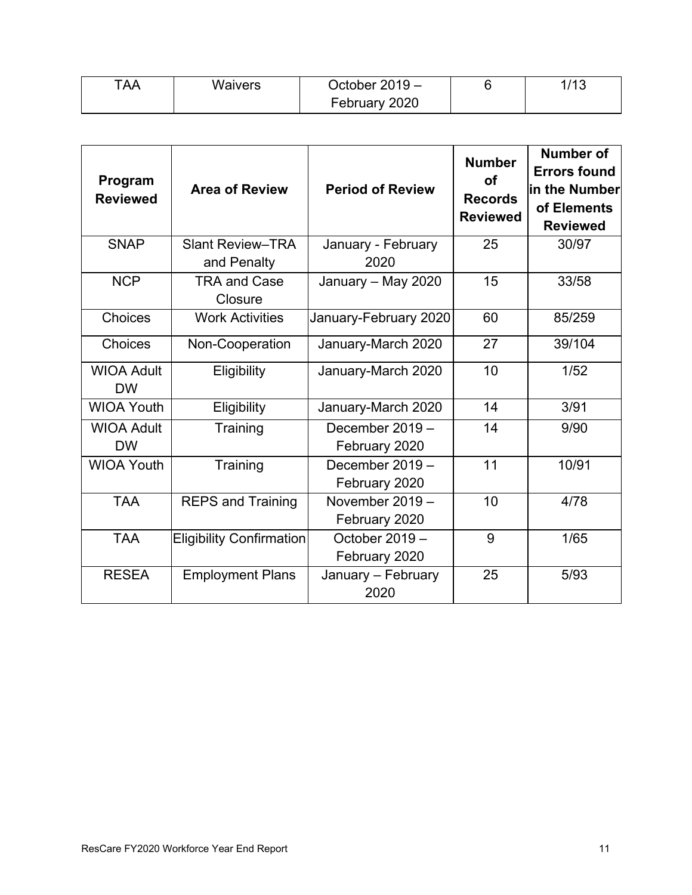| TAA | Waivers | October 2019 – February 2020 | 6 | 1/13 |
|---|---|---|---|---|

| Program Reviewed | Area of Review | Period of Review | Number of Records Reviewed | Number of Errors found in the Number of Elements Reviewed |
|---|---|---|---|---|
| SNAP | Slant Review–TRA and Penalty | January - February 2020 | 25 | 30/97 |
| NCP | TRA and Case Closure | January – May 2020 | 15 | 33/58 |
| Choices | Work Activities | January-February 2020 | 60 | 85/259 |
| Choices | Non-Cooperation | January-March 2020 | 27 | 39/104 |
| WIOA Adult DW | Eligibility | January-March 2020 | 10 | 1/52 |
| WIOA Youth | Eligibility | January-March 2020 | 14 | 3/91 |
| WIOA Adult DW | Training | December 2019 – February 2020 | 14 | 9/90 |
| WIOA Youth | Training | December 2019 – February 2020 | 11 | 10/91 |
| TAA | REPS and Training | November 2019 – February 2020 | 10 | 4/78 |
| TAA | Eligibility Confirmation | October 2019 – February 2020 | 9 | 1/65 |
| RESEA | Employment Plans | January – February 2020 | 25 | 5/93 |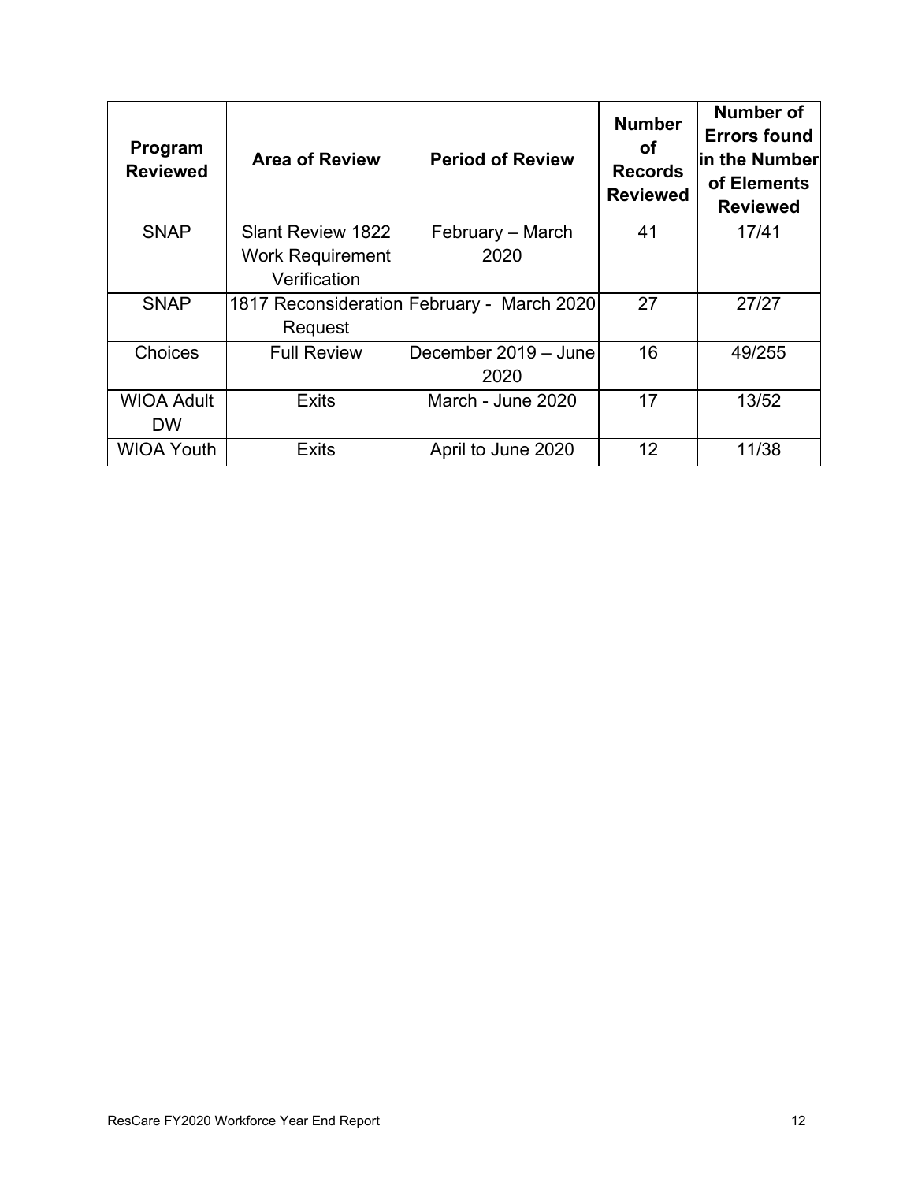| Program Reviewed | Area of Review | Period of Review | Number of Records Reviewed | Number of Errors found in the Number of Elements Reviewed |
|---|---|---|---|---|
| SNAP | Slant Review 1822 Work Requirement Verification | February – March 2020 | 41 | 17/41 |
| SNAP | 1817 Reconsideration Request | February - March 2020 | 27 | 27/27 |
| Choices | Full Review | December 2019 – June 2020 | 16 | 49/255 |
| WIOA Adult DW | Exits | March - June 2020 | 17 | 13/52 |
| WIOA Youth | Exits | April to June 2020 | 12 | 11/38 |